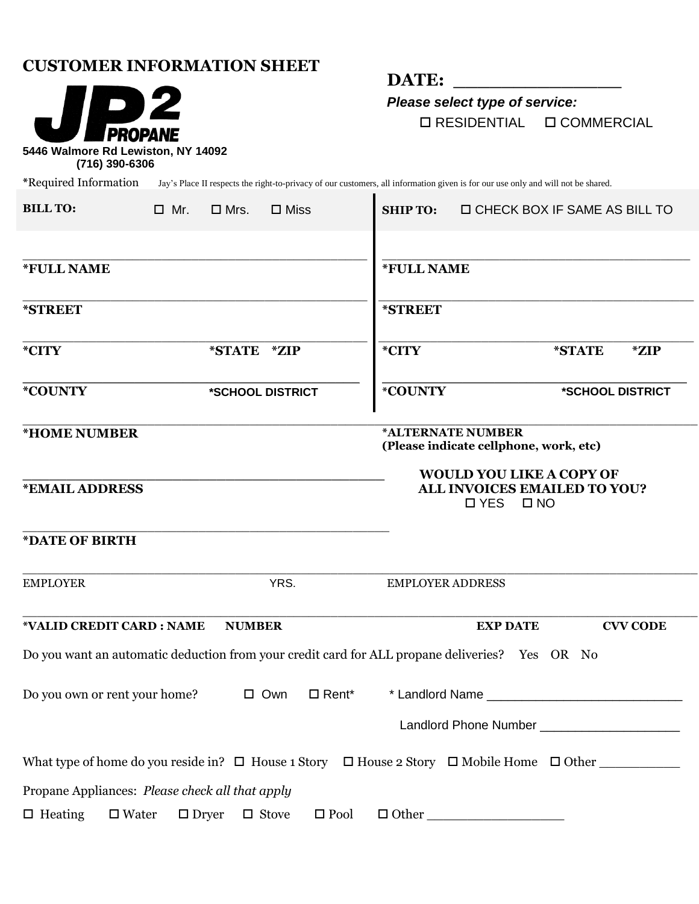# CUSTOMER INFORMATION SHEET

JP2 PROPANE

5446 Walmore Rd Lewiston, NY 14092
(716) 390-6306

**DATE: ________________**

***Please select type of service:***

☐ RESIDENTIAL ☐ COMMERCIAL

*Required Information Jay's Place II respects the right-to-privacy of our customers, all information given is for our use only and will not be shared.

| **BILL TO:** ☐ Mr. ☐ Mrs. ☐ Miss | **SHIP TO:** ☐ CHECK BOX IF SAME AS BILL TO |
|---|---|
| **\*FULL NAME** | **\*FULL NAME** |
| **\*STREET** | **\*STREET** |
| **\*CITY** **\*STATE** **\*ZIP** | **\*CITY** **\*STATE** **\*ZIP** |
| **\*COUNTY** **\*SCHOOL DISTRICT** | **\*COUNTY** **\*SCHOOL DISTRICT** |

______________________________

**\*HOME NUMBER**

**\*ALTERNATE NUMBER**
**(Please indicate cellphone, work, etc)**

______________________________

**\*EMAIL ADDRESS**

**WOULD YOU LIKE A COPY OF ALL INVOICES EMAILED TO YOU?**
☐ YES ☐ NO

______________________________

**\*DATE OF BIRTH**

______________________________

EMPLOYER YRS. EMPLOYER ADDRESS

______________________________

**\*VALID CREDIT CARD : NAME** **NUMBER** **EXP DATE** **CVV CODE**

Do you want an automatic deduction from your credit card for ALL propane deliveries? Yes OR No

Do you own or rent your home? ☐ Own ☐ Rent* * Landlord Name ________________________

Landlord Phone Number __________________

What type of home do you reside in? ☐ House 1 Story ☐ House 2 Story ☐ Mobile Home ☐ Other __________

Propane Appliances: *Please check all that apply*

☐ Heating ☐ Water ☐ Dryer ☐ Stove ☐ Pool ☐ Other ________________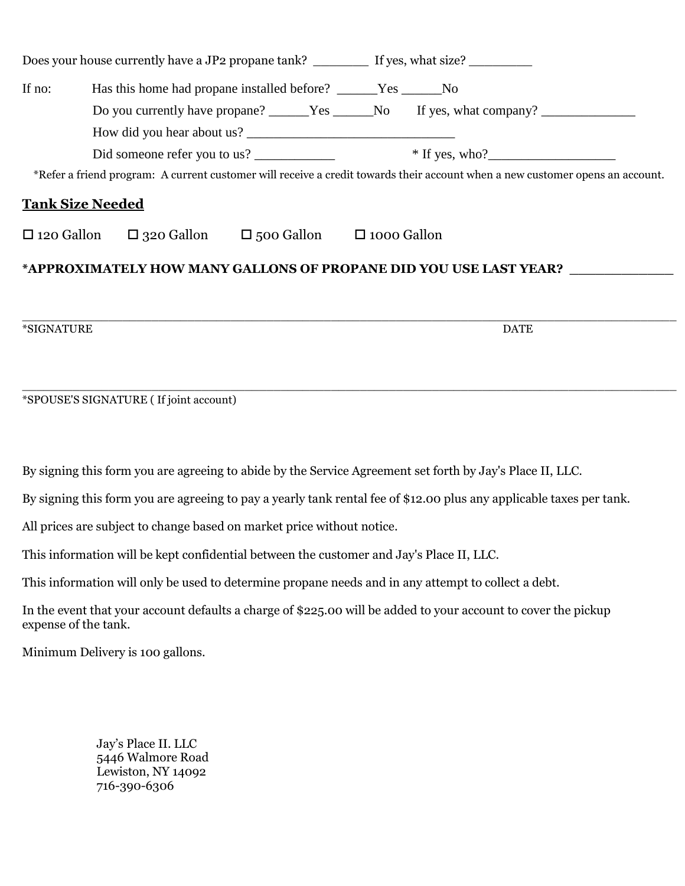Does your house currently have a JP2 propane tank? ________ If yes, what size? _________

If no: Has this home had propane installed before? ______Yes ______No

Do you currently have propane? ______Yes ______No If yes, what company? ______________

How did you hear about us? ______________________________

Did someone refer you to us? ___________ * If yes, who?__________________

*Refer a friend program: A current customer will receive a credit towards their account when a new customer opens an account.

## Tank Size Needed

☐ 120 Gallon ☐ 320 Gallon ☐ 500 Gallon ☐ 1000 Gallon

**\*APPROXIMATELY HOW MANY GALLONS OF PROPANE DID YOU USE LAST YEAR? _____________**

______________________________________________________________________________

*SIGNATURE DATE

______________________________________________________________________________

*SPOUSE'S SIGNATURE ( If joint account)

By signing this form you are agreeing to abide by the Service Agreement set forth by Jay's Place II, LLC.

By signing this form you are agreeing to pay a yearly tank rental fee of $12.00 plus any applicable taxes per tank.

All prices are subject to change based on market price without notice.

This information will be kept confidential between the customer and Jay's Place II, LLC.

This information will only be used to determine propane needs and in any attempt to collect a debt.

In the event that your account defaults a charge of $225.00 will be added to your account to cover the pickup expense of the tank.

Minimum Delivery is 100 gallons.

Jay's Place II. LLC
5446 Walmore Road
Lewiston, NY 14092
716-390-6306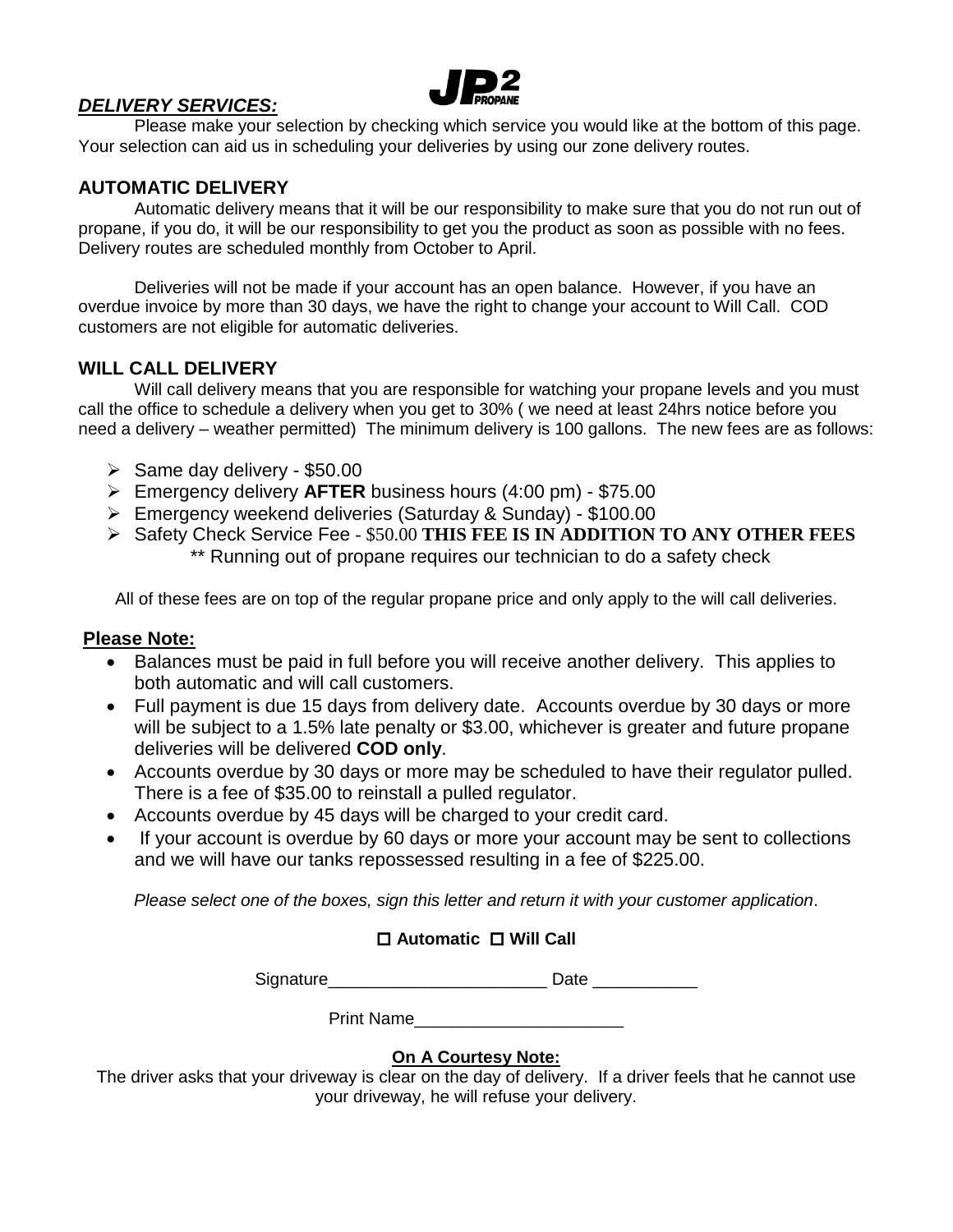JP2 PROPANE

***DELIVERY SERVICES:***

Please make your selection by checking which service you would like at the bottom of this page. Your selection can aid us in scheduling your deliveries by using our zone delivery routes.

## AUTOMATIC DELIVERY

Automatic delivery means that it will be our responsibility to make sure that you do not run out of propane, if you do, it will be our responsibility to get you the product as soon as possible with no fees. Delivery routes are scheduled monthly from October to April.

Deliveries will not be made if your account has an open balance. However, if you have an overdue invoice by more than 30 days, we have the right to change your account to Will Call. COD customers are not eligible for automatic deliveries.

## WILL CALL DELIVERY

Will call delivery means that you are responsible for watching your propane levels and you must call the office to schedule a delivery when you get to 30% ( we need at least 24hrs notice before you need a delivery – weather permitted) The minimum delivery is 100 gallons. The new fees are as follows:

- Same day delivery - $50.00
- Emergency delivery **AFTER** business hours (4:00 pm) - $75.00
- Emergency weekend deliveries (Saturday & Sunday) - $100.00
- Safety Check Service Fee - $50.00 **THIS FEE IS IN ADDITION TO ANY OTHER FEES**
  ** Running out of propane requires our technician to do a safety check

All of these fees are on top of the regular propane price and only apply to the will call deliveries.

**Please Note:**

- Balances must be paid in full before you will receive another delivery. This applies to both automatic and will call customers.
- Full payment is due 15 days from delivery date. Accounts overdue by 30 days or more will be subject to a 1.5% late penalty or $3.00, whichever is greater and future propane deliveries will be delivered **COD only**.
- Accounts overdue by 30 days or more may be scheduled to have their regulator pulled. There is a fee of $35.00 to reinstall a pulled regulator.
- Accounts overdue by 45 days will be charged to your credit card.
- If your account is overdue by 60 days or more your account may be sent to collections and we will have our tanks repossessed resulting in a fee of $225.00.

*Please select one of the boxes, sign this letter and return it with your customer application*.

**☐ Automatic ☐ Will Call**

Signature_______________________ Date ___________

Print Name_____________________

**On A Courtesy Note:**

The driver asks that your driveway is clear on the day of delivery. If a driver feels that he cannot use your driveway, he will refuse your delivery.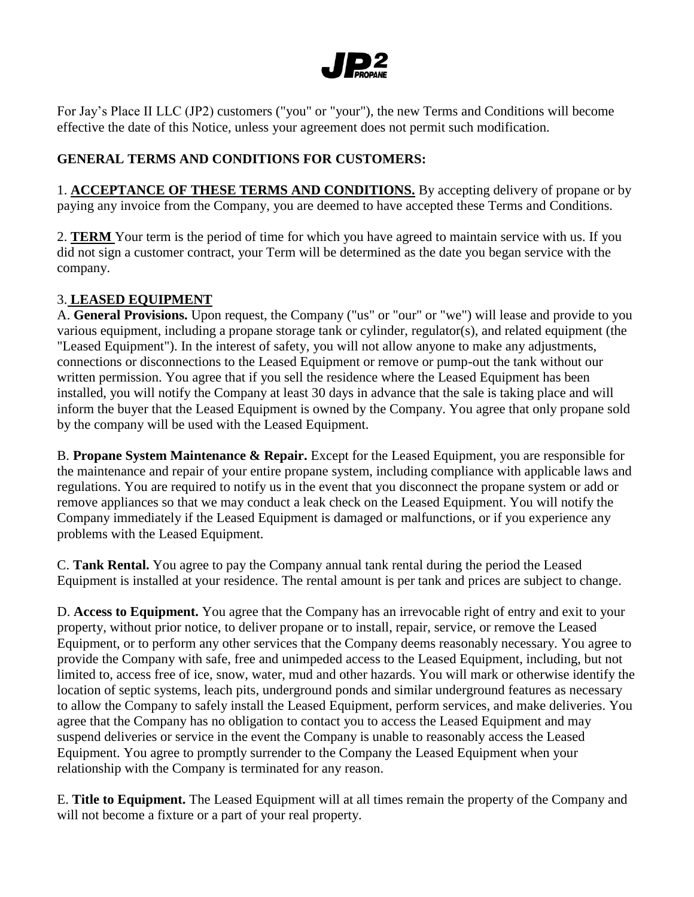For Jay's Place II LLC (JP2) customers ("you" or "your"), the new Terms and Conditions will become effective the date of this Notice, unless your agreement does not permit such modification.

**GENERAL TERMS AND CONDITIONS FOR CUSTOMERS:**

1. **ACCEPTANCE OF THESE TERMS AND CONDITIONS.** By accepting delivery of propane or by paying any invoice from the Company, you are deemed to have accepted these Terms and Conditions.

2. **TERM** Your term is the period of time for which you have agreed to maintain service with us. If you did not sign a customer contract, your Term will be determined as the date you began service with the company.

3. **LEASED EQUIPMENT**

A. **General Provisions.** Upon request, the Company ("us" or "our" or "we") will lease and provide to you various equipment, including a propane storage tank or cylinder, regulator(s), and related equipment (the "Leased Equipment"). In the interest of safety, you will not allow anyone to make any adjustments, connections or disconnections to the Leased Equipment or remove or pump-out the tank without our written permission. You agree that if you sell the residence where the Leased Equipment has been installed, you will notify the Company at least 30 days in advance that the sale is taking place and will inform the buyer that the Leased Equipment is owned by the Company. You agree that only propane sold by the company will be used with the Leased Equipment.

B. **Propane System Maintenance & Repair.** Except for the Leased Equipment, you are responsible for the maintenance and repair of your entire propane system, including compliance with applicable laws and regulations. You are required to notify us in the event that you disconnect the propane system or add or remove appliances so that we may conduct a leak check on the Leased Equipment. You will notify the Company immediately if the Leased Equipment is damaged or malfunctions, or if you experience any problems with the Leased Equipment.

C. **Tank Rental.** You agree to pay the Company annual tank rental during the period the Leased Equipment is installed at your residence. The rental amount is per tank and prices are subject to change.

D. **Access to Equipment.** You agree that the Company has an irrevocable right of entry and exit to your property, without prior notice, to deliver propane or to install, repair, service, or remove the Leased Equipment, or to perform any other services that the Company deems reasonably necessary. You agree to provide the Company with safe, free and unimpeded access to the Leased Equipment, including, but not limited to, access free of ice, snow, water, mud and other hazards. You will mark or otherwise identify the location of septic systems, leach pits, underground ponds and similar underground features as necessary to allow the Company to safely install the Leased Equipment, perform services, and make deliveries. You agree that the Company has no obligation to contact you to access the Leased Equipment and may suspend deliveries or service in the event the Company is unable to reasonably access the Leased Equipment. You agree to promptly surrender to the Company the Leased Equipment when your relationship with the Company is terminated for any reason.

E. **Title to Equipment.** The Leased Equipment will at all times remain the property of the Company and will not become a fixture or a part of your real property.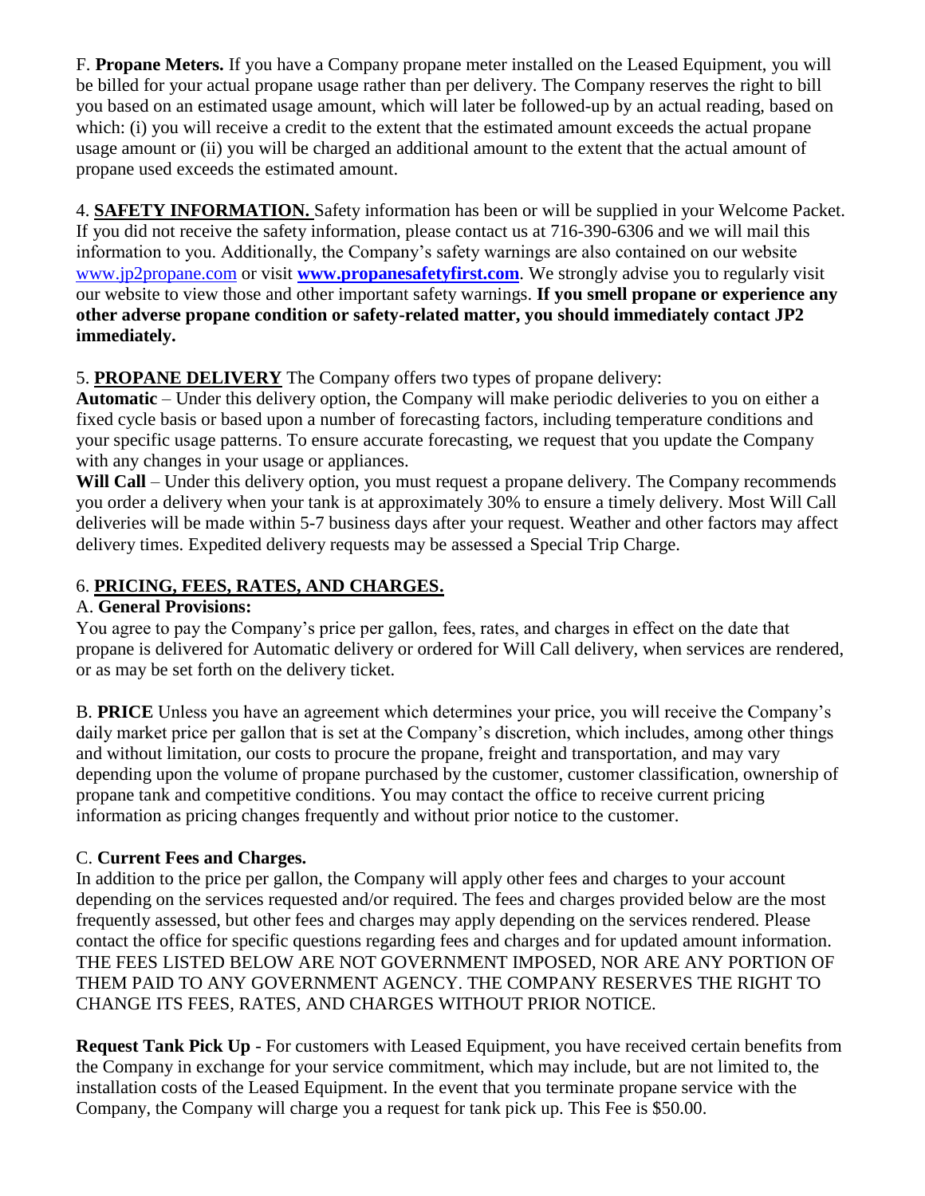F. **Propane Meters.** If you have a Company propane meter installed on the Leased Equipment, you will be billed for your actual propane usage rather than per delivery. The Company reserves the right to bill you based on an estimated usage amount, which will later be followed-up by an actual reading, based on which: (i) you will receive a credit to the extent that the estimated amount exceeds the actual propane usage amount or (ii) you will be charged an additional amount to the extent that the actual amount of propane used exceeds the estimated amount.

4. **SAFETY INFORMATION.** Safety information has been or will be supplied in your Welcome Packet. If you did not receive the safety information, please contact us at 716-390-6306 and we will mail this information to you. Additionally, the Company's safety warnings are also contained on our website www.jp2propane.com or visit **www.propanesafetyfirst.com**. We strongly advise you to regularly visit our website to view those and other important safety warnings. **If you smell propane or experience any other adverse propane condition or safety-related matter, you should immediately contact JP2 immediately.**

5. **PROPANE DELIVERY** The Company offers two types of propane delivery:

**Automatic** – Under this delivery option, the Company will make periodic deliveries to you on either a fixed cycle basis or based upon a number of forecasting factors, including temperature conditions and your specific usage patterns. To ensure accurate forecasting, we request that you update the Company with any changes in your usage or appliances.

**Will Call** – Under this delivery option, you must request a propane delivery. The Company recommends you order a delivery when your tank is at approximately 30% to ensure a timely delivery. Most Will Call deliveries will be made within 5-7 business days after your request. Weather and other factors may affect delivery times. Expedited delivery requests may be assessed a Special Trip Charge.

6. **PRICING, FEES, RATES, AND CHARGES.**

A. **General Provisions:**

You agree to pay the Company's price per gallon, fees, rates, and charges in effect on the date that propane is delivered for Automatic delivery or ordered for Will Call delivery, when services are rendered, or as may be set forth on the delivery ticket.

B. **PRICE** Unless you have an agreement which determines your price, you will receive the Company's daily market price per gallon that is set at the Company's discretion, which includes, among other things and without limitation, our costs to procure the propane, freight and transportation, and may vary depending upon the volume of propane purchased by the customer, customer classification, ownership of propane tank and competitive conditions. You may contact the office to receive current pricing information as pricing changes frequently and without prior notice to the customer.

C. **Current Fees and Charges.**

In addition to the price per gallon, the Company will apply other fees and charges to your account depending on the services requested and/or required. The fees and charges provided below are the most frequently assessed, but other fees and charges may apply depending on the services rendered. Please contact the office for specific questions regarding fees and charges and for updated amount information. THE FEES LISTED BELOW ARE NOT GOVERNMENT IMPOSED, NOR ARE ANY PORTION OF THEM PAID TO ANY GOVERNMENT AGENCY. THE COMPANY RESERVES THE RIGHT TO CHANGE ITS FEES, RATES, AND CHARGES WITHOUT PRIOR NOTICE.

**Request Tank Pick Up** - For customers with Leased Equipment, you have received certain benefits from the Company in exchange for your service commitment, which may include, but are not limited to, the installation costs of the Leased Equipment. In the event that you terminate propane service with the Company, the Company will charge you a request for tank pick up. This Fee is $50.00.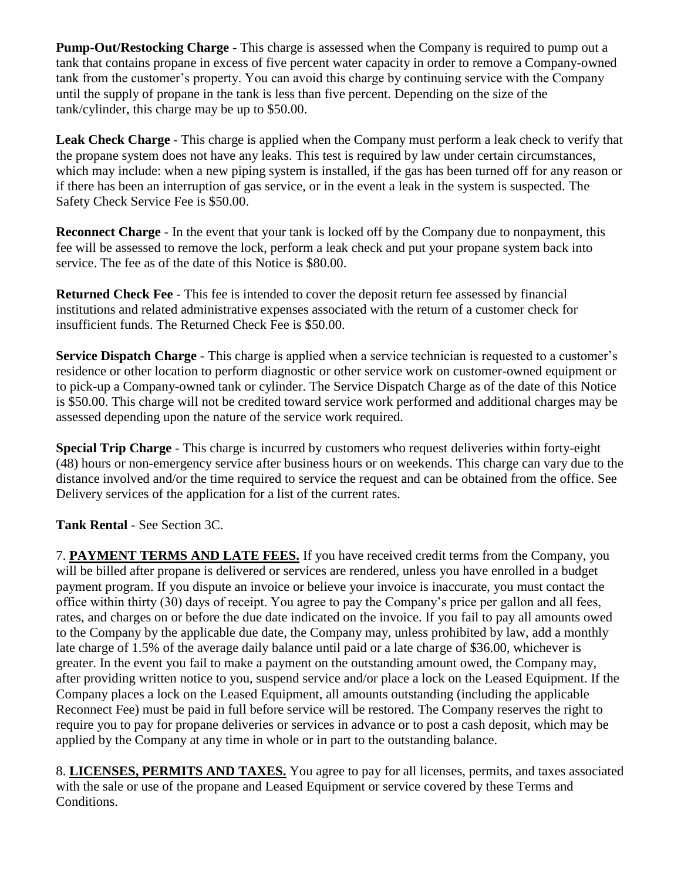**Pump-Out/Restocking Charge** - This charge is assessed when the Company is required to pump out a tank that contains propane in excess of five percent water capacity in order to remove a Company-owned tank from the customer's property. You can avoid this charge by continuing service with the Company until the supply of propane in the tank is less than five percent. Depending on the size of the tank/cylinder, this charge may be up to $50.00.

**Leak Check Charge** - This charge is applied when the Company must perform a leak check to verify that the propane system does not have any leaks. This test is required by law under certain circumstances, which may include: when a new piping system is installed, if the gas has been turned off for any reason or if there has been an interruption of gas service, or in the event a leak in the system is suspected. The Safety Check Service Fee is $50.00.

**Reconnect Charge** - In the event that your tank is locked off by the Company due to nonpayment, this fee will be assessed to remove the lock, perform a leak check and put your propane system back into service. The fee as of the date of this Notice is $80.00.

**Returned Check Fee** - This fee is intended to cover the deposit return fee assessed by financial institutions and related administrative expenses associated with the return of a customer check for insufficient funds. The Returned Check Fee is $50.00.

**Service Dispatch Charge** - This charge is applied when a service technician is requested to a customer's residence or other location to perform diagnostic or other service work on customer-owned equipment or to pick-up a Company-owned tank or cylinder. The Service Dispatch Charge as of the date of this Notice is $50.00. This charge will not be credited toward service work performed and additional charges may be assessed depending upon the nature of the service work required.

**Special Trip Charge** - This charge is incurred by customers who request deliveries within forty-eight (48) hours or non-emergency service after business hours or on weekends. This charge can vary due to the distance involved and/or the time required to service the request and can be obtained from the office. See Delivery services of the application for a list of the current rates.

**Tank Rental** - See Section 3C.

7. **PAYMENT TERMS AND LATE FEES.** If you have received credit terms from the Company, you will be billed after propane is delivered or services are rendered, unless you have enrolled in a budget payment program. If you dispute an invoice or believe your invoice is inaccurate, you must contact the office within thirty (30) days of receipt. You agree to pay the Company's price per gallon and all fees, rates, and charges on or before the due date indicated on the invoice. If you fail to pay all amounts owed to the Company by the applicable due date, the Company may, unless prohibited by law, add a monthly late charge of 1.5% of the average daily balance until paid or a late charge of $36.00, whichever is greater. In the event you fail to make a payment on the outstanding amount owed, the Company may, after providing written notice to you, suspend service and/or place a lock on the Leased Equipment. If the Company places a lock on the Leased Equipment, all amounts outstanding (including the applicable Reconnect Fee) must be paid in full before service will be restored. The Company reserves the right to require you to pay for propane deliveries or services in advance or to post a cash deposit, which may be applied by the Company at any time in whole or in part to the outstanding balance.

8. **LICENSES, PERMITS AND TAXES.** You agree to pay for all licenses, permits, and taxes associated with the sale or use of the propane and Leased Equipment or service covered by these Terms and Conditions.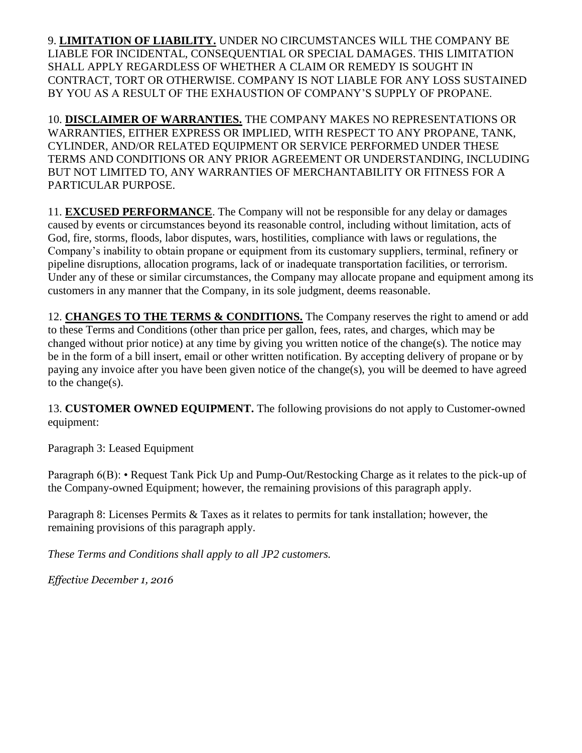9. **<u>LIMITATION OF LIABILITY.</u>** UNDER NO CIRCUMSTANCES WILL THE COMPANY BE LIABLE FOR INCIDENTAL, CONSEQUENTIAL OR SPECIAL DAMAGES. THIS LIMITATION SHALL APPLY REGARDLESS OF WHETHER A CLAIM OR REMEDY IS SOUGHT IN CONTRACT, TORT OR OTHERWISE. COMPANY IS NOT LIABLE FOR ANY LOSS SUSTAINED BY YOU AS A RESULT OF THE EXHAUSTION OF COMPANY'S SUPPLY OF PROPANE.

10. **<u>DISCLAIMER OF WARRANTIES.</u>** THE COMPANY MAKES NO REPRESENTATIONS OR WARRANTIES, EITHER EXPRESS OR IMPLIED, WITH RESPECT TO ANY PROPANE, TANK, CYLINDER, AND/OR RELATED EQUIPMENT OR SERVICE PERFORMED UNDER THESE TERMS AND CONDITIONS OR ANY PRIOR AGREEMENT OR UNDERSTANDING, INCLUDING BUT NOT LIMITED TO, ANY WARRANTIES OF MERCHANTABILITY OR FITNESS FOR A PARTICULAR PURPOSE.

11. **<u>EXCUSED PERFORMANCE</u>**. The Company will not be responsible for any delay or damages caused by events or circumstances beyond its reasonable control, including without limitation, acts of God, fire, storms, floods, labor disputes, wars, hostilities, compliance with laws or regulations, the Company's inability to obtain propane or equipment from its customary suppliers, terminal, refinery or pipeline disruptions, allocation programs, lack of or inadequate transportation facilities, or terrorism. Under any of these or similar circumstances, the Company may allocate propane and equipment among its customers in any manner that the Company, in its sole judgment, deems reasonable.

12. **<u>CHANGES TO THE TERMS & CONDITIONS.</u>** The Company reserves the right to amend or add to these Terms and Conditions (other than price per gallon, fees, rates, and charges, which may be changed without prior notice) at any time by giving you written notice of the change(s). The notice may be in the form of a bill insert, email or other written notification. By accepting delivery of propane or by paying any invoice after you have been given notice of the change(s), you will be deemed to have agreed to the change(s).

13. **CUSTOMER OWNED EQUIPMENT.** The following provisions do not apply to Customer-owned equipment:

Paragraph 3: Leased Equipment

Paragraph 6(B): • Request Tank Pick Up and Pump-Out/Restocking Charge as it relates to the pick-up of the Company-owned Equipment; however, the remaining provisions of this paragraph apply.

Paragraph 8: Licenses Permits & Taxes as it relates to permits for tank installation; however, the remaining provisions of this paragraph apply.

*These Terms and Conditions shall apply to all JP2 customers.*

*Effective December 1, 2016*